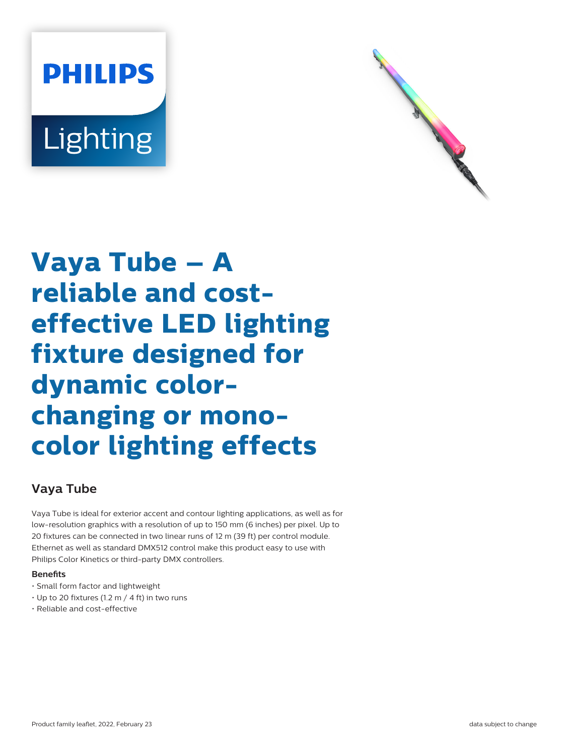# Vaya Tube – A reliable and cost-effective LED lighting fixture designed for dynamic color-changing or mono-color lighting effects

## Vaya Tube

Vaya Tube is ideal for exterior accent and contour lighting applications, as well as for low-resolution graphics with a resolution of up to 150 mm (6 inches) per pixel. Up to 20 fixtures can be connected in two linear runs of 12 m (39 ft) per control module. Ethernet as well as standard DMX512 control make this product easy to use with Philips Color Kinetics or third-party DMX controllers.

**Benefits**

- Small form factor and lightweight
- Up to 20 fixtures (1.2 m / 4 ft) in two runs
- Reliable and cost-effective

Product family leaflet, 2022, February 23 data subject to change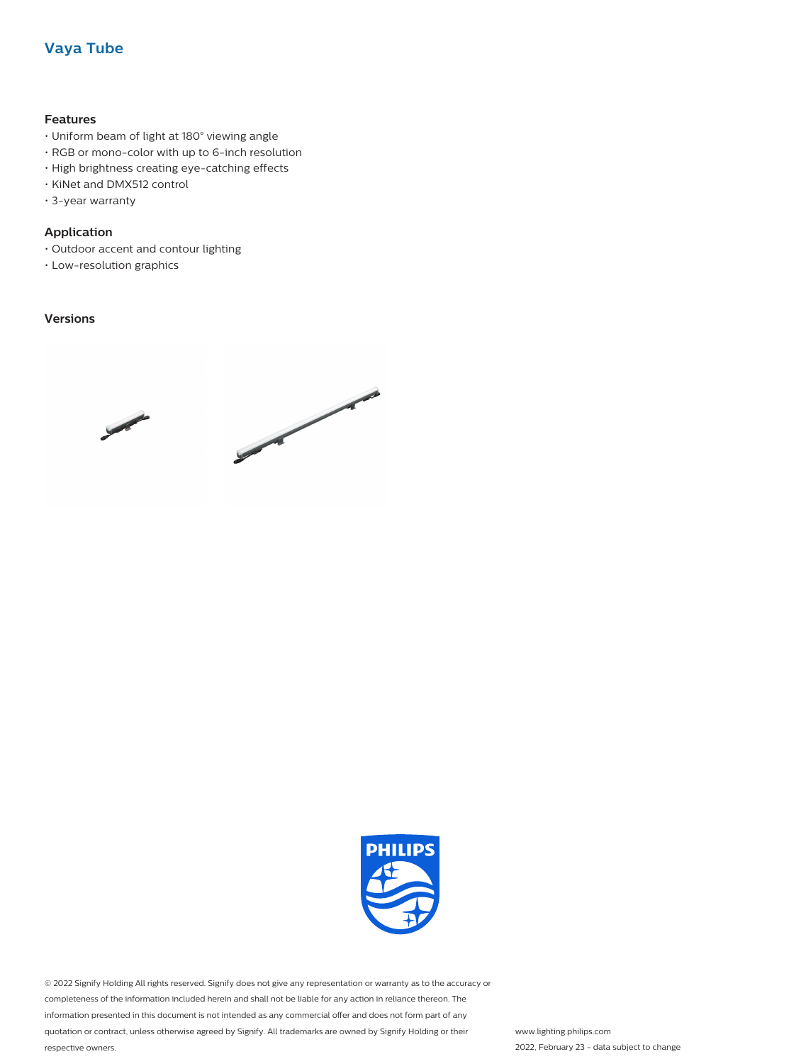# Vaya Tube

## Features

- Uniform beam of light at 180° viewing angle
- RGB or mono-color with up to 6-inch resolution
- High brightness creating eye-catching effects
- KiNet and DMX512 control
- 3-year warranty

## Application

- Outdoor accent and contour lighting
- Low-resolution graphics

## Versions

© 2022 Signify Holding All rights reserved. Signify does not give any representation or warranty as to the accuracy or completeness of the information included herein and shall not be liable for any action in reliance thereon. The information presented in this document is not intended as any commercial offer and does not form part of any quotation or contract, unless otherwise agreed by Signify. All trademarks are owned by Signify Holding or their respective owners.

www.lighting.philips.com

2022, February 23 - data subject to change